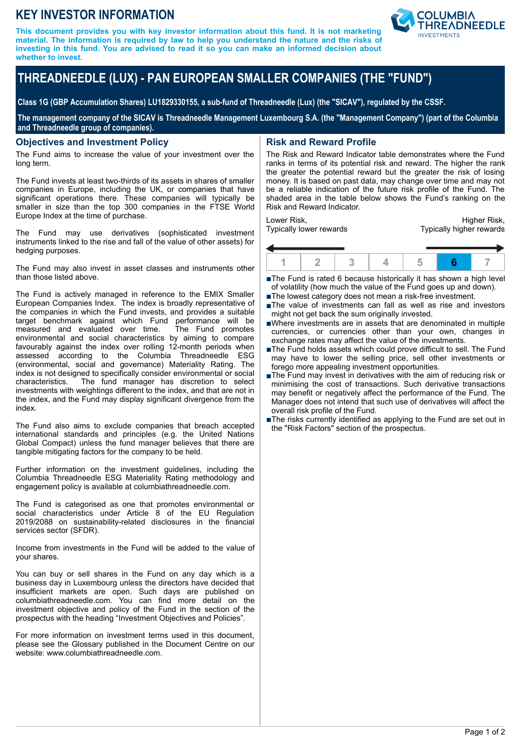# KEY INVESTOR INFORMATION

**This document provides you with key investor information about this fund. It is not marketing material. The information is required by law to help you understand the nature and the risks of investing in this fund. You are advised to read it so you can make an informed decision about whether to invest.**

# THREADNEEDLE (LUX) - PAN EUROPEAN SMALLER COMPANIES (THE "FUND")

**Class 1G (GBP Accumulation Shares) LU1829330155, a sub-fund of Threadneedle (Lux) (the "SICAV"), regulated by the CSSF.**

**The management company of the SICAV is Threadneedle Management Luxembourg S.A. (the "Management Company") (part of the Columbia and Threadneedle group of companies).**

## Objectives and Investment Policy

The Fund aims to increase the value of your investment over the long term.

The Fund invests at least two-thirds of its assets in shares of smaller companies in Europe, including the UK, or companies that have significant operations there. These companies will typically be smaller in size than the top 300 companies in the FTSE World Europe Index at the time of purchase.

The Fund may use derivatives (sophisticated investment instruments linked to the rise and fall of the value of other assets) for hedging purposes.

The Fund may also invest in asset classes and instruments other than those listed above.

The Fund is actively managed in reference to the EMIX Smaller European Companies Index. The index is broadly representative of the companies in which the Fund invests, and provides a suitable target benchmark against which Fund performance will be measured and evaluated over time. The Fund promotes environmental and social characteristics by aiming to compare favourably against the index over rolling 12-month periods when assessed according to the Columbia Threadneedle ESG (environmental, social and governance) Materiality Rating. The index is not designed to specifically consider environmental or social characteristics. The fund manager has discretion to select investments with weightings different to the index, and that are not in the index, and the Fund may display significant divergence from the index.

The Fund also aims to exclude companies that breach accepted international standards and principles (e.g. the United Nations Global Compact) unless the fund manager believes that there are tangible mitigating factors for the company to be held.

Further information on the investment guidelines, including the Columbia Threadneedle ESG Materiality Rating methodology and engagement policy is available at columbiathreadneedle.com.

The Fund is categorised as one that promotes environmental or social characteristics under Article 8 of the EU Regulation 2019/2088 on sustainability-related disclosures in the financial services sector (SFDR).

Income from investments in the Fund will be added to the value of your shares.

You can buy or sell shares in the Fund on any day which is a business day in Luxembourg unless the directors have decided that insufficient markets are open. Such days are published on columbiathreadneedle.com. You can find more detail on the investment objective and policy of the Fund in the section of the prospectus with the heading "Investment Objectives and Policies".

For more information on investment terms used in this document, please see the Glossary published in the Document Centre on our website: www.columbiathreadneedle.com.

## Risk and Reward Profile

The Risk and Reward Indicator table demonstrates where the Fund ranks in terms of its potential risk and reward. The higher the rank the greater the potential reward but the greater the risk of losing money. It is based on past data, may change over time and may not be a reliable indication of the future risk profile of the Fund. The shaded area in the table below shows the Fund's ranking on the Risk and Reward Indicator.

Lower Risk, Typically lower rewards — Higher Risk, Typically higher rewards

| 1 | 2 | 3 | 4 | 5 | **6** | 7 |
|---|---|---|---|---|---|---|

- The Fund is rated 6 because historically it has shown a high level of volatility (how much the value of the Fund goes up and down).
- The lowest category does not mean a risk-free investment.
- The value of investments can fall as well as rise and investors might not get back the sum originally invested.
- Where investments are in assets that are denominated in multiple currencies, or currencies other than your own, changes in exchange rates may affect the value of the investments.
- The Fund holds assets which could prove difficult to sell. The Fund may have to lower the selling price, sell other investments or forego more appealing investment opportunities.
- The Fund may invest in derivatives with the aim of reducing risk or minimising the cost of transactions. Such derivative transactions may benefit or negatively affect the performance of the Fund. The Manager does not intend that such use of derivatives will affect the overall risk profile of the Fund.
- The risks currently identified as applying to the Fund are set out in the "Risk Factors" section of the prospectus.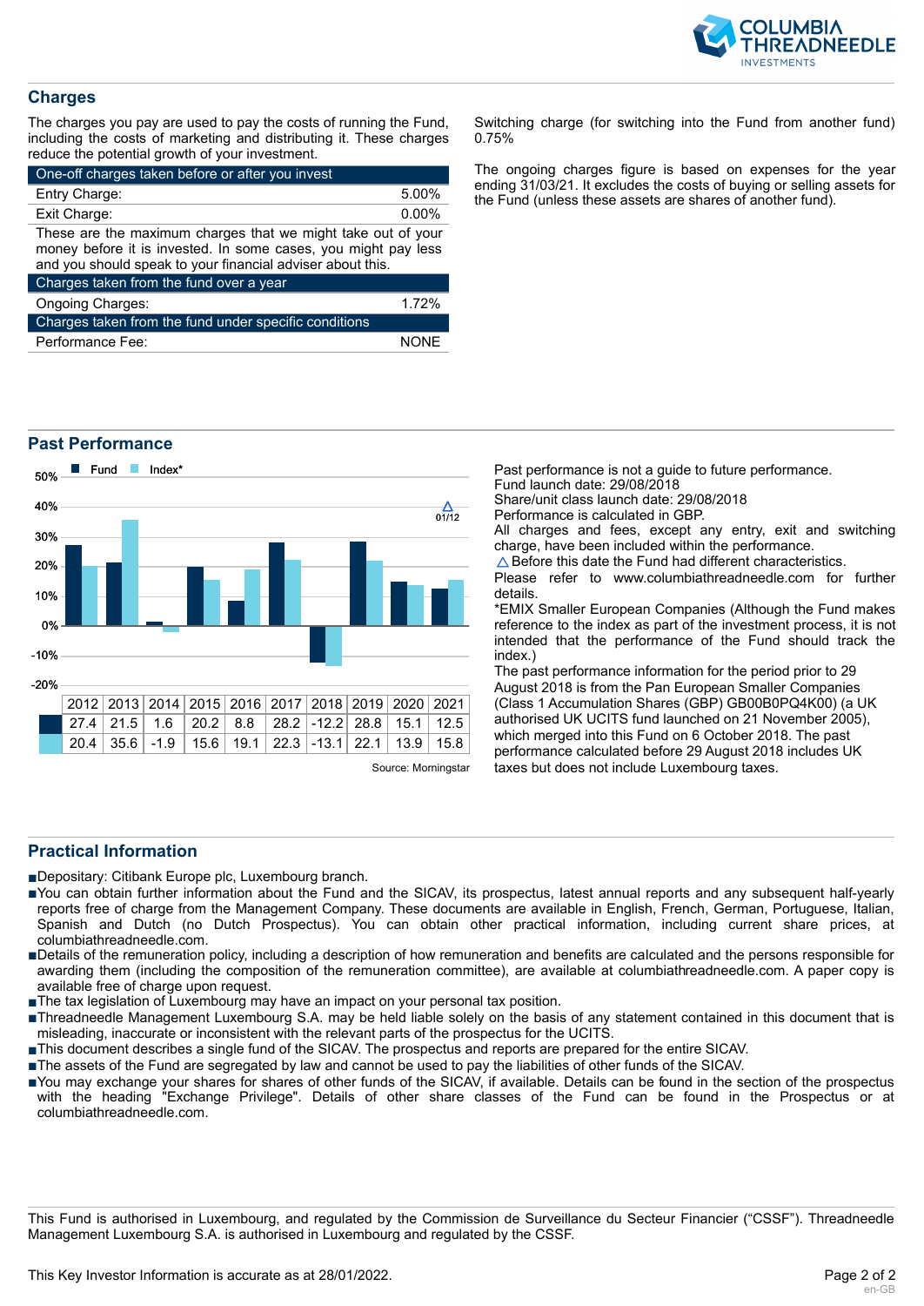## Charges

The charges you pay are used to pay the costs of running the Fund, including the costs of marketing and distributing it. These charges reduce the potential growth of your investment.

| One-off charges taken before or after you invest | |
|---|---|
| Entry Charge: | 5.00% |
| Exit Charge: | 0.00% |
| These are the maximum charges that we might take out of your money before it is invested. In some cases, you might pay less and you should speak to your financial adviser about this. | |
| **Charges taken from the fund over a year** | |
| Ongoing Charges: | 1.72% |
| **Charges taken from the fund under specific conditions** | |
| Performance Fee: | NONE |

Switching charge (for switching into the Fund from another fund) 0.75%

The ongoing charges figure is based on expenses for the year ending 31/03/21. It excludes the costs of buying or selling assets for the Fund (unless these assets are shares of another fund).

## Past Performance

Fund
Index*
50%
40%
30%
20%
10%
0%
-10%
-20%
01/12

| | 2012 | 2013 | 2014 | 2015 | 2016 | 2017 | 2018 | 2019 | 2020 | 2021 |
|---|---|---|---|---|---|---|---|---|---|---|
| Fund | 27.4 | 21.5 | 1.6 | 20.2 | 8.8 | 28.2 | -12.2 | 28.8 | 15.1 | 12.5 |
| Index* | 20.4 | 35.6 | -1.9 | 15.6 | 19.1 | 22.3 | -13.1 | 22.1 | 13.9 | 15.8 |

Source: Morningstar

Past performance is not a guide to future performance.
Fund launch date: 29/08/2018
Share/unit class launch date: 29/08/2018
Performance is calculated in GBP.
All charges and fees, except any entry, exit and switching charge, have been included within the performance.
△ Before this date the Fund had different characteristics.
Please refer to www.columbiathreadneedle.com for further details.
*EMIX Smaller European Companies (Although the Fund makes reference to the index as part of the investment process, it is not intended that the performance of the Fund should track the index.)
The past performance information for the period prior to 29 August 2018 is from the Pan European Smaller Companies (Class 1 Accumulation Shares (GBP) GB00B0PQ4K00) (a UK authorised UK UCITS fund launched on 21 November 2005), which merged into this Fund on 6 October 2018. The past performance calculated before 29 August 2018 includes UK taxes but does not include Luxembourg taxes.

## Practical Information

- Depositary: Citibank Europe plc, Luxembourg branch.
- You can obtain further information about the Fund and the SICAV, its prospectus, latest annual reports and any subsequent half-yearly reports free of charge from the Management Company. These documents are available in English, French, German, Portuguese, Italian, Spanish and Dutch (no Dutch Prospectus). You can obtain other practical information, including current share prices, at columbiathreadneedle.com.
- Details of the remuneration policy, including a description of how remuneration and benefits are calculated and the persons responsible for awarding them (including the composition of the remuneration committee), are available at columbiathreadneedle.com. A paper copy is available free of charge upon request.
- The tax legislation of Luxembourg may have an impact on your personal tax position.
- Threadneedle Management Luxembourg S.A. may be held liable solely on the basis of any statement contained in this document that is misleading, inaccurate or inconsistent with the relevant parts of the prospectus for the UCITS.
- This document describes a single fund of the SICAV. The prospectus and reports are prepared for the entire SICAV.
- The assets of the Fund are segregated by law and cannot be used to pay the liabilities of other funds of the SICAV.
- You may exchange your shares for shares of other funds of the SICAV, if available. Details can be found in the section of the prospectus with the heading "Exchange Privilege". Details of other share classes of the Fund can be found in the Prospectus or at columbiathreadneedle.com.

This Fund is authorised in Luxembourg, and regulated by the Commission de Surveillance du Secteur Financier ("CSSF"). Threadneedle Management Luxembourg S.A. is authorised in Luxembourg and regulated by the CSSF.

This Key Investor Information is accurate as at 28/01/2022.